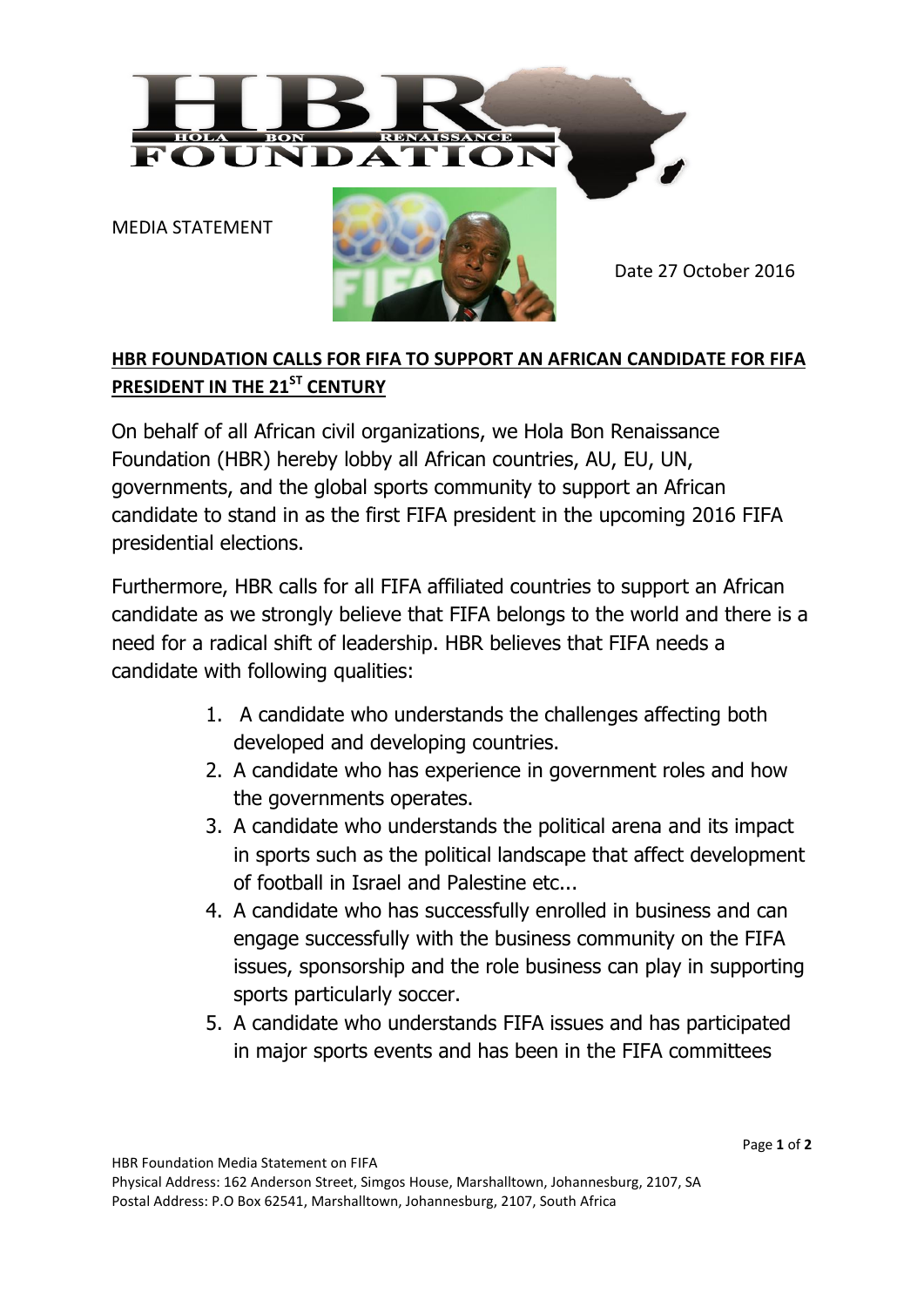HBR HOLA BON RENAISSANCE FOUNDATION

MEDIA STATEMENT

Date 27 October 2016

## HBR FOUNDATION CALLS FOR FIFA TO SUPPORT AN AFRICAN CANDIDATE FOR FIFA PRESIDENT IN THE 21ST CENTURY

On behalf of all African civil organizations, we Hola Bon Renaissance Foundation (HBR) hereby lobby all African countries, AU, EU, UN, governments, and the global sports community to support an African candidate to stand in as the first FIFA president in the upcoming 2016 FIFA presidential elections.

Furthermore, HBR calls for all FIFA affiliated countries to support an African candidate as we strongly believe that FIFA belongs to the world and there is a need for a radical shift of leadership. HBR believes that FIFA needs a candidate with following qualities:

1. A candidate who understands the challenges affecting both developed and developing countries.
2. A candidate who has experience in government roles and how the governments operates.
3. A candidate who understands the political arena and its impact in sports such as the political landscape that affect development of football in Israel and Palestine etc...
4. A candidate who has successfully enrolled in business and can engage successfully with the business community on the FIFA issues, sponsorship and the role business can play in supporting sports particularly soccer.
5. A candidate who understands FIFA issues and has participated in major sports events and has been in the FIFA committees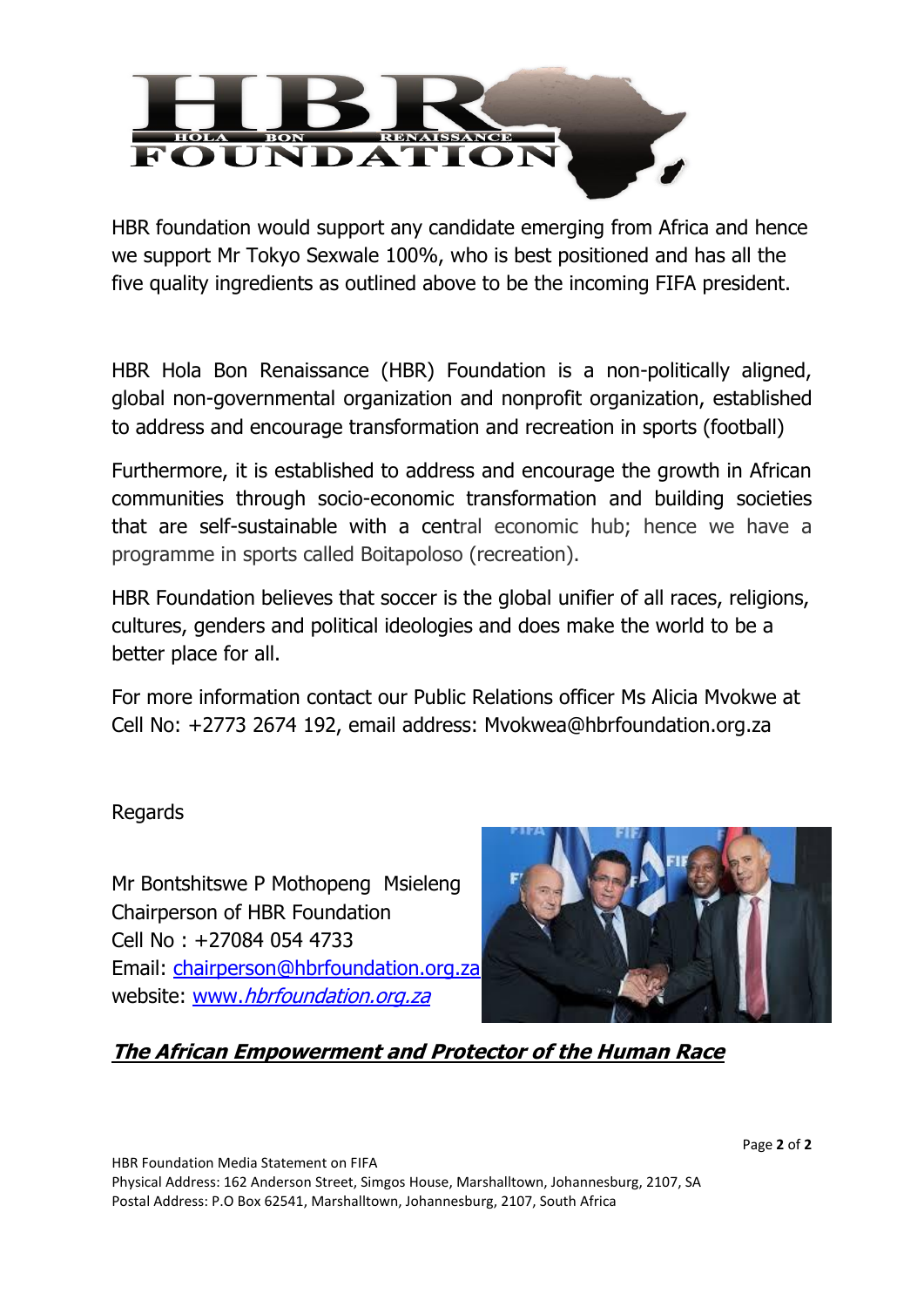HBR foundation would support any candidate emerging from Africa and hence we support Mr Tokyo Sexwale 100%, who is best positioned and has all the five quality ingredients as outlined above to be the incoming FIFA president.

HBR Hola Bon Renaissance (HBR) Foundation is a non-politically aligned, global non-governmental organization and nonprofit organization, established to address and encourage transformation and recreation in sports (football)

Furthermore, it is established to address and encourage the growth in African communities through socio-economic transformation and building societies that are self-sustainable with a central economic hub; hence we have a programme in sports called Boitapoloso (recreation).

HBR Foundation believes that soccer is the global unifier of all races, religions, cultures, genders and political ideologies and does make the world to be a better place for all.

For more information contact our Public Relations officer Ms Alicia Mvokwe at Cell No: +2773 2674 192, email address: Mvokwea@hbrfoundation.org.za

Regards

Mr Bontshitswe P Mothopeng Msieleng
Chairperson of HBR Foundation
Cell No : +27084 054 4733
Email: chairperson@hbrfoundation.org.za
website: www.*hbrfoundation.org.za*

***The African Empowerment and Protector of the Human Race***

HBR Foundation Media Statement on FIFA
Physical Address: 162 Anderson Street, Simgos House, Marshalltown, Johannesburg, 2107, SA
Postal Address: P.O Box 62541, Marshalltown, Johannesburg, 2107, South Africa